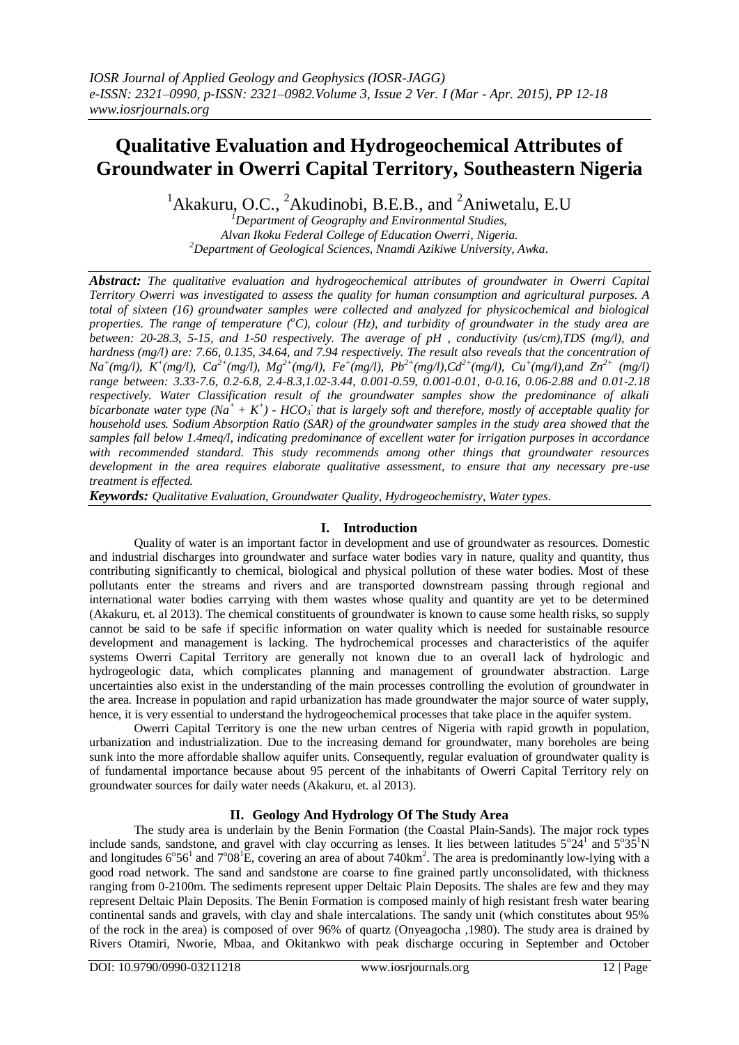# Qualitative Evaluation and Hydrogeochemical Attributes of Groundwater in Owerri Capital Territory, Southeastern Nigeria

[1]Akakuru, O.C., [2]Akudinobi, B.E.B., and [2]Aniwetalu, E.U

*[1]Department of Geography and Environmental Studies, Alvan Ikoku Federal College of Education Owerri, Nigeria.*
*[2]Department of Geological Sciences, Nnamdi Azikiwe University, Awka.*

***Abstract:*** *The qualitative evaluation and hydrogeochemical attributes of groundwater in Owerri Capital Territory Owerri was investigated to assess the quality for human consumption and agricultural purposes. A total of sixteen (16) groundwater samples were collected and analyzed for physicochemical and biological properties. The range of temperature ($^{o}C$), colour (Hz), and turbidity of groundwater in the study area are between: 20-28.3, 5-15, and 1-50 respectively. The average of pH , conductivity (us/cm),TDS (mg/l), and hardness (mg/l) are: 7.66, 0.135, 34.64, and 7.94 respectively. The result also reveals that the concentration of $Na^{+}$(mg/l), $K^{+}$(mg/l), $Ca^{2+}$(mg/l), $Mg^{2+}$(mg/l), $Fe^{+}$(mg/l), $Pb^{2+}$(mg/l),$Cd^{2+}$(mg/l), $Cu^{+}$(mg/l),and $Zn^{2+}$ (mg/l) range between: 3.33-7.6, 0.2-6.8, 2.4-8.3,1.02-3.44, 0.001-0.59, 0.001-0.01, 0-0.16, 0.06-2.88 and 0.01-2.18 respectively. Water Classification result of the groundwater samples show the predominance of alkali bicarbonate water type ($Na^{+} + K^{+}$) - $HCO_3^{-}$ that is largely soft and therefore, mostly of acceptable quality for household uses. Sodium Absorption Ratio (SAR) of the groundwater samples in the study area showed that the samples fall below 1.4meq/l, indicating predominance of excellent water for irrigation purposes in accordance with recommended standard. This study recommends among other things that groundwater resources development in the area requires elaborate qualitative assessment, to ensure that any necessary pre-use treatment is effected.*

***Keywords:*** *Qualitative Evaluation, Groundwater Quality, Hydrogeochemistry, Water types.*

## I. Introduction

Quality of water is an important factor in development and use of groundwater as resources. Domestic and industrial discharges into groundwater and surface water bodies vary in nature, quality and quantity, thus contributing significantly to chemical, biological and physical pollution of these water bodies. Most of these pollutants enter the streams and rivers and are transported downstream passing through regional and international water bodies carrying with them wastes whose quality and quantity are yet to be determined (Akakuru, et. al 2013). The chemical constituents of groundwater is known to cause some health risks, so supply cannot be said to be safe if specific information on water quality which is needed for sustainable resource development and management is lacking. The hydrochemical processes and characteristics of the aquifer systems Owerri Capital Territory are generally not known due to an overall lack of hydrologic and hydrogeologic data, which complicates planning and management of groundwater abstraction. Large uncertainties also exist in the understanding of the main processes controlling the evolution of groundwater in the area. Increase in population and rapid urbanization has made groundwater the major source of water supply, hence, it is very essential to understand the hydrogeochemical processes that take place in the aquifer system.

Owerri Capital Territory is one the new urban centres of Nigeria with rapid growth in population, urbanization and industrialization. Due to the increasing demand for groundwater, many boreholes are being sunk into the more affordable shallow aquifer units. Consequently, regular evaluation of groundwater quality is of fundamental importance because about 95 percent of the inhabitants of Owerri Capital Territory rely on groundwater sources for daily water needs (Akakuru, et. al 2013).

## II. Geology And Hydrology Of The Study Area

The study area is underlain by the Benin Formation (the Coastal Plain-Sands). The major rock types include sands, sandstone, and gravel with clay occurring as lenses. It lies between latitudes $5^{o}24^{1}$ and $5^{o}35^{1}$N and longitudes $6^{o}56^{1}$ and $7^{o}08^{1}$E, covering an area of about 740km$^{2}$. The area is predominantly low-lying with a good road network. The sand and sandstone are coarse to fine grained partly unconsolidated, with thickness ranging from 0-2100m. The sediments represent upper Deltaic Plain Deposits. The shales are few and they may represent Deltaic Plain Deposits. The Benin Formation is composed mainly of high resistant fresh water bearing continental sands and gravels, with clay and shale intercalations. The sandy unit (which constitutes about 95% of the rock in the area) is composed of over 96% of quartz (Onyeagocha ,1980). The study area is drained by Rivers Otamiri, Nworie, Mbaa, and Okitankwo with peak discharge occuring in September and October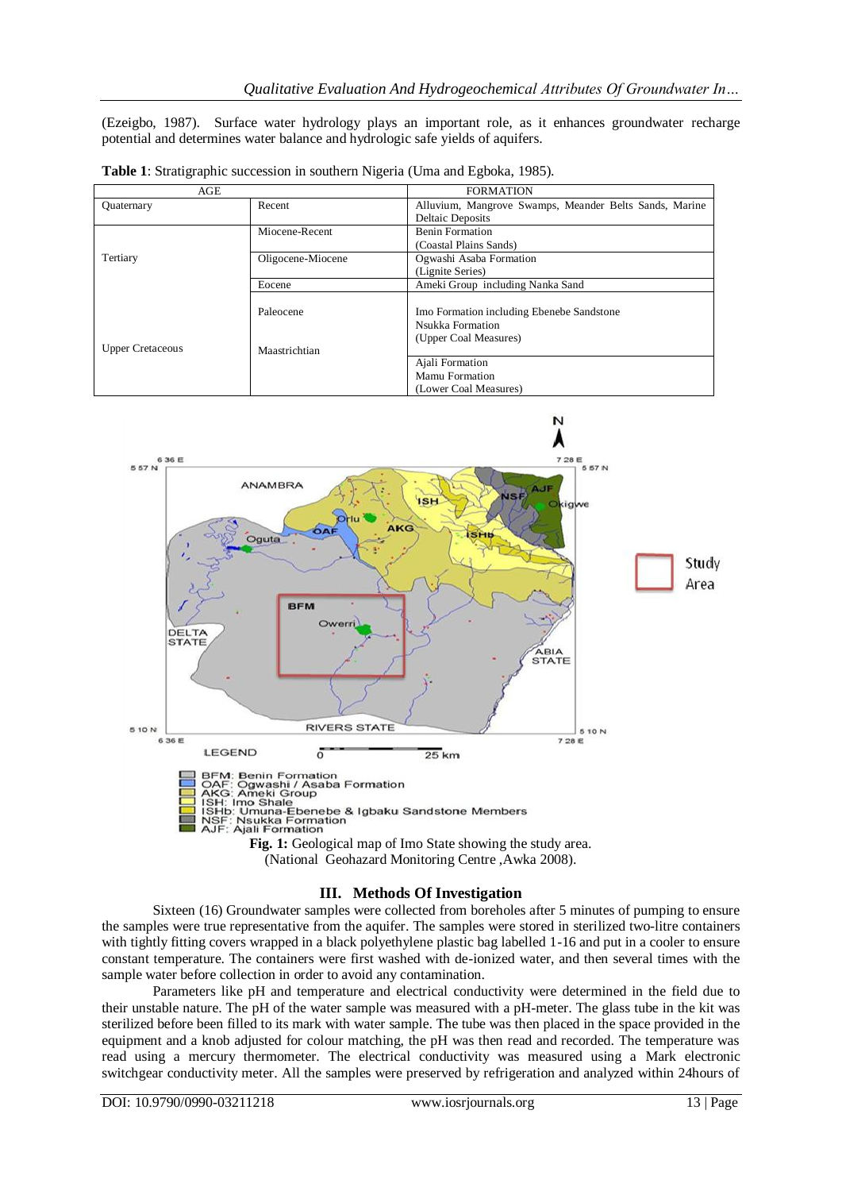(Ezeigbo, 1987). Surface water hydrology plays an important role, as it enhances groundwater recharge potential and determines water balance and hydrologic safe yields of aquifers.

**Table 1**: Stratigraphic succession in southern Nigeria (Uma and Egboka, 1985).

| AGE | | FORMATION |
|---|---|---|
| Quaternary | Recent | Alluvium, Mangrove Swamps, Meander Belts Sands, Marine Deltaic Deposits |
| Tertiary | Miocene-Recent | Benin Formation (Coastal Plains Sands) |
| | Oligocene-Miocene | Ogwashi Asaba Formation (Lignite Series) |
| | Eocene | Ameki Group including Nanka Sand |
| | Paleocene | Imo Formation including Ebenebe Sandstone Nsukka Formation (Upper Coal Measures) |
| Upper Cretaceous | Maastrichtian | Ajali Formation Mamu Formation (Lower Coal Measures) |

**Fig. 1:** Geological map of Imo State showing the study area. (National Geohazard Monitoring Centre ,Awka 2008).

## III. Methods Of Investigation

Sixteen (16) Groundwater samples were collected from boreholes after 5 minutes of pumping to ensure the samples were true representative from the aquifer. The samples were stored in sterilized two-litre containers with tightly fitting covers wrapped in a black polyethylene plastic bag labelled 1-16 and put in a cooler to ensure constant temperature. The containers were first washed with de-ionized water, and then several times with the sample water before collection in order to avoid any contamination.

Parameters like pH and temperature and electrical conductivity were determined in the field due to their unstable nature. The pH of the water sample was measured with a pH-meter. The glass tube in the kit was sterilized before been filled to its mark with water sample. The tube was then placed in the space provided in the equipment and a knob adjusted for colour matching, the pH was then read and recorded. The temperature was read using a mercury thermometer. The electrical conductivity was measured using a Mark electronic switchgear conductivity meter. All the samples were preserved by refrigeration and analyzed within 24hours of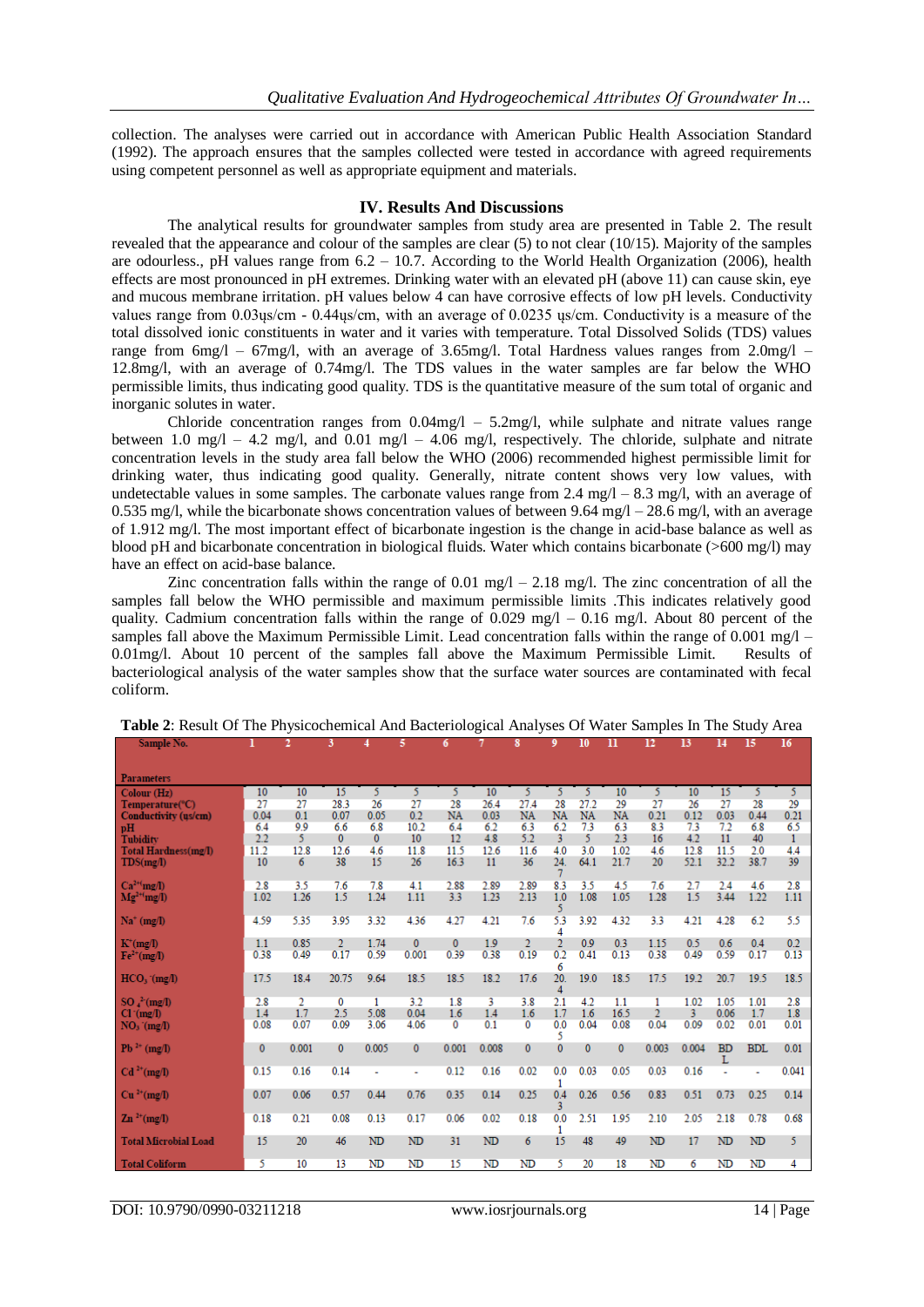collection. The analyses were carried out in accordance with American Public Health Association Standard (1992). The approach ensures that the samples collected were tested in accordance with agreed requirements using competent personnel as well as appropriate equipment and materials.

## IV. Results And Discussions

The analytical results for groundwater samples from study area are presented in Table 2. The result revealed that the appearance and colour of the samples are clear (5) to not clear (10/15). Majority of the samples are odourless., pH values range from 6.2 – 10.7. According to the World Health Organization (2006), health effects are most pronounced in pH extremes. Drinking water with an elevated pH (above 11) can cause skin, eye and mucous membrane irritation. pH values below 4 can have corrosive effects of low pH levels. Conductivity values range from 0.03ųs/cm - 0.44ųs/cm, with an average of 0.0235 ųs/cm. Conductivity is a measure of the total dissolved ionic constituents in water and it varies with temperature. Total Dissolved Solids (TDS) values range from 6mg/l – 67mg/l, with an average of 3.65mg/l. Total Hardness values ranges from 2.0mg/l – 12.8mg/l, with an average of 0.74mg/l. The TDS values in the water samples are far below the WHO permissible limits, thus indicating good quality. TDS is the quantitative measure of the sum total of organic and inorganic solutes in water.

Chloride concentration ranges from 0.04mg/l – 5.2mg/l, while sulphate and nitrate values range between 1.0 mg/l – 4.2 mg/l, and 0.01 mg/l – 4.06 mg/l, respectively. The chloride, sulphate and nitrate concentration levels in the study area fall below the WHO (2006) recommended highest permissible limit for drinking water, thus indicating good quality. Generally, nitrate content shows very low values, with undetectable values in some samples. The carbonate values range from 2.4 mg/l – 8.3 mg/l, with an average of 0.535 mg/l, while the bicarbonate shows concentration values of between 9.64 mg/l – 28.6 mg/l, with an average of 1.912 mg/l. The most important effect of bicarbonate ingestion is the change in acid-base balance as well as blood pH and bicarbonate concentration in biological fluids. Water which contains bicarbonate (>600 mg/l) may have an effect on acid-base balance.

Zinc concentration falls within the range of 0.01 mg/l – 2.18 mg/l. The zinc concentration of all the samples fall below the WHO permissible and maximum permissible limits .This indicates relatively good quality. Cadmium concentration falls within the range of 0.029 mg/l – 0.16 mg/l. About 80 percent of the samples fall above the Maximum Permissible Limit. Lead concentration falls within the range of 0.001 mg/l – 0.01mg/l. About 10 percent of the samples fall above the Maximum Permissible Limit. Results of bacteriological analysis of the water samples show that the surface water sources are contaminated with fecal coliform.

**Table 2**: Result Of The Physicochemical And Bacteriological Analyses Of Water Samples In The Study Area

| Sample No. / Parameters | 1 | 2 | 3 | 4 | 5 | 6 | 7 | 8 | 9 | 10 | 11 | 12 | 13 | 14 | 15 | 16 |
|---|---|---|---|---|---|---|---|---|---|---|---|---|---|---|---|---|
| Colour (Hz) | 10 | 10 | 15 | 5 | 5 | 5 | 10 | 5 | 5 | 5 | 10 | 5 | 10 | 15 | 5 | 5 |
| Temperature(°C) | 27 | 27 | 28.3 | 26 | 27 | 28 | 26.4 | 27.4 | 28 | 27.2 | 29 | 27 | 26 | 27 | 28 | 29 |
| Conductivity (us/cm) | 0.04 | 0.1 | 0.07 | 0.05 | 0.2 | NA | 0.03 | NA | NA | NA | NA | 0.21 | 0.12 | 0.03 | 0.44 | 0.21 |
| pH | 6.4 | 9.9 | 6.6 | 6.8 | 10.2 | 6.4 | 6.2 | 6.3 | 6.2 | 7.3 | 6.3 | 8.3 | 7.3 | 7.2 | 6.8 | 6.5 |
| Tubidity | 2.2 | 5 | 0 | 0 | 10 | 12 | 4.8 | 5.2 | 3 | 5 | 2.3 | 16 | 4.2 | 11 | 40 | 1 |
| Total Hardness(mg/l) | 11.2 | 12.8 | 12.6 | 4.6 | 11.8 | 11.5 | 12.6 | 11.6 | 4.0 | 3.0 | 1.02 | 4.6 | 12.8 | 11.5 | 2.0 | 4.4 |
| TDS(mg/l) | 10 | 6 | 38 | 15 | 26 | 16.3 | 11 | 36 | 24.7 | 64.1 | 21.7 | 20 | 52.1 | 32.2 | 38.7 | 39 |
| $Ca^{2+}$(mg/l) | 2.8 | 3.5 | 7.6 | 7.8 | 4.1 | 2.88 | 2.89 | 2.89 | 8.3 | 3.5 | 4.5 | 7.6 | 2.7 | 2.4 | 4.6 | 2.8 |
| $Mg^{2+}$(mg/l) | 1.02 | 1.26 | 1.5 | 1.24 | 1.11 | 3.3 | 1.23 | 2.13 | 1.05 | 1.08 | 1.05 | 1.28 | 1.5 | 3.44 | 1.22 | 1.11 |
| $Na^{+}$ (mg/l) | 4.59 | 5.35 | 3.95 | 3.32 | 4.36 | 4.27 | 4.21 | 7.6 | 5.34 | 3.92 | 4.32 | 3.3 | 4.21 | 4.28 | 6.2 | 5.5 |
| $K^{+}$(mg/l) | 1.1 | 0.85 | 2 | 1.74 | 0 | 0 | 1.9 | 2 | 2 | 0.9 | 0.3 | 1.15 | 0.5 | 0.6 | 0.4 | 0.2 |
| $Fe^{2+}$(mg/l) | 0.38 | 0.49 | 0.17 | 0.59 | 0.001 | 0.39 | 0.38 | 0.19 | 0.26 | 0.41 | 0.13 | 0.38 | 0.49 | 0.59 | 0.17 | 0.13 |
| $HCO_3^-$ (mg/l) | 17.5 | 18.4 | 20.75 | 9.64 | 18.5 | 18.5 | 18.2 | 17.6 | 20.4 | 19.0 | 18.5 | 17.5 | 19.2 | 20.7 | 19.5 | 18.5 |
| $SO_4^{2-}$(mg/l) | 2.8 | 2 | 0 | 1 | 3.2 | 1.8 | 3 | 3.8 | 2.1 | 4.2 | 1.1 | 1 | 1.02 | 1.05 | 1.01 | 2.8 |
| $Cl^-$(mg/l) | 1.4 | 1.7 | 2.5 | 5.08 | 0.04 | 1.6 | 1.4 | 1.6 | 1.7 | 1.6 | 16.5 | 2 | 3 | 0.06 | 1.7 | 1.8 |
| $NO_3^-$ (mg/l) | 0.08 | 0.07 | 0.09 | 3.06 | 4.06 | 0 | 0.1 | 0 | 0.05 | 0.04 | 0.08 | 0.04 | 0.09 | 0.02 | 0.01 | 0.01 |
| $Pb^{2+}$ (mg/l) | 0 | 0.001 | 0 | 0.005 | 0 | 0.001 | 0.008 | 0 | 0 | 0 | 0 | 0.003 | 0.004 | BDL | BDL | 0.01 |
| $Cd^{2+}$(mg/l) | 0.15 | 0.16 | 0.14 | - | - | 0.12 | 0.16 | 0.02 | 0.01 | 0.03 | 0.05 | 0.03 | 0.16 | - | - | 0.041 |
| $Cu^{2+}$(mg/l) | 0.07 | 0.06 | 0.57 | 0.44 | 0.76 | 0.35 | 0.14 | 0.25 | 0.43 | 0.26 | 0.56 | 0.83 | 0.51 | 0.73 | 0.25 | 0.14 |
| $Zn^{2+}$(mg/l) | 0.18 | 0.21 | 0.08 | 0.13 | 0.17 | 0.06 | 0.02 | 0.18 | 0.01 | 2.51 | 1.95 | 2.10 | 2.05 | 2.18 | 0.78 | 0.68 |
| Total Microbial Load | 15 | 20 | 46 | ND | ND | 31 | ND | 6 | 15 | 48 | 49 | ND | 17 | ND | ND | 5 |
| Total Coliform | 5 | 10 | 13 | ND | ND | 15 | ND | ND | 5 | 20 | 18 | ND | 6 | ND | ND | 4 |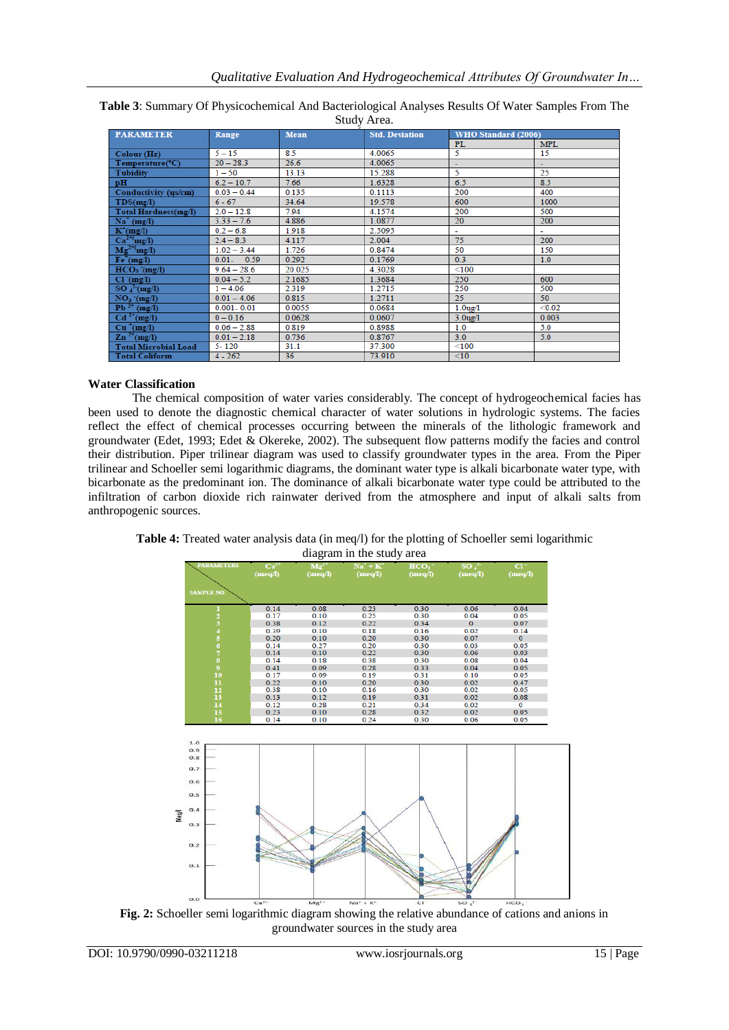**Table 3**: Summary Of Physicochemical And Bacteriological Analyses Results Of Water Samples From The Study Area.

| PARAMETER | Range | Mean | Std. Deviation | WHO Standard (2006) | |
|---|---|---|---|---|---|
| | | | | PL | MPL |
| Colour (Hz) | 5 – 15 | 8.5 | 4.0065 | 5 | 15 |
| Temperature(°C) | 20 – 28.3 | 26.6 | 4.0065 | - | - |
| Tubidity | 1 – 50 | 13.13 | 15.288 | 5 | 25 |
| pH | 6.2 – 10.7 | 7.66 | 1.6328 | 6.5 | 8.5 |
| Conductivity (us/cm) | 0.03 – 0.44 | 0.135 | 0.1113 | 200 | 400 |
| TDS(mg/l) | 6 - 67 | 34.64 | 19.578 | 600 | 1000 |
| Total Hardness(mg/l) | 2.0 – 12.8 | 7.94 | 4.1574 | 200 | 500 |
| $Na^+$ (mg/l) | 3.33 – 7.6 | 4.886 | 1.0877 | 20 | 200 |
| $K^+$(mg/l) | 0.2 – 6.8 | 1.918 | 2.5095 | - | - |
| $Ca^{2+}$(mg/l) | 2.4 – 8.3 | 4.117 | 2.004 | 75 | 200 |
| $Mg^{2+}$(mg/l) | 1.02 – 3.44 | 1.726 | 0.8474 | 50 | 150 |
| $Fe^+$(mg/l) | 0.01- 0.59 | 0.292 | 0.1769 | 0.3 | 1.0 |
| $HCO_3^-$(mg/l) | 9.64 – 28.6 | 20.025 | 4.3028 | <100 | |
| $Cl^-$(mg/l) | 0.04 – 5.2 | 2.1685 | 1.3684 | 250 | 600 |
| $SO_4^{2-}$(mg/l) | 1 – 4.06 | 2.319 | 1.2715 | 250 | 500 |
| $NO_3^-$(mg/l) | 0.01 – 4.06 | 0.815 | 1.2711 | 25 | 50 |
| $Pb^{2+}$ (mg/l) | 0.001- 0.01 | 0.0055 | 0.0684 | 1.0µg/l | <0.02 |
| $Cd^{2+}$(mg/l) | 0 – 0.16 | 0.0628 | 0.0607 | 3.0µg/l | 0.003 |
| $Cu^+$(mg/l) | 0.06 – 2.88 | 0.819 | 0.8988 | 1.0 | 5.0 |
| $Zn^{2+}$(mg/l) | 0.01 – 2.18 | 0.736 | 0.8767 | 3.0 | 5.0 |
| Total Microbial Load | 5- 120 | 31.1 | 37.300 | <100 | |
| Total Coliform | 4 - 262 | 36 | 73.910 | <10 | |

### Water Classification

The chemical composition of water varies considerably. The concept of hydrogeochemical facies has been used to denote the diagnostic chemical character of water solutions in hydrologic systems. The facies reflect the effect of chemical processes occurring between the minerals of the lithologic framework and groundwater (Edet, 1993; Edet & Okereke, 2002). The subsequent flow patterns modify the facies and control their distribution. Piper trilinear diagram was used to classify groundwater types in the area. From the Piper trilinear and Schoeller semi logarithmic diagrams, the dominant water type is alkali bicarbonate water type, with bicarbonate as the predominant ion. The dominance of alkali bicarbonate water type could be attributed to the infiltration of carbon dioxide rich rainwater derived from the atmosphere and input of alkali salts from anthropogenic sources.

**Table 4:** Treated water analysis data (in meq/l) for the plotting of Schoeller semi logarithmic diagram in the study area

| PARAMETERS / SAMPLE NO | $Ca^{2+}$ (meq/l) | $Mg^{2+}$ (meq/l) | $Na^+ + K^+$ (meq/l) | $HCO_3^-$ (meq/l) | $SO_4^{2-}$ (meq/l) | $Cl^-$ (meq/l) |
|---|---|---|---|---|---|---|
| 1 | 0.14 | 0.08 | 0.23 | 0.30 | 0.06 | 0.04 |
| 2 | 0.17 | 0.10 | 0.25 | 0.30 | 0.04 | 0.05 |
| 3 | 0.38 | 0.12 | 0.22 | 0.34 | 0 | 0.07 |
| 4 | 0.39 | 0.10 | 0.18 | 0.16 | 0.02 | 0.14 |
| 5 | 0.20 | 0.10 | 0.20 | 0.30 | 0.07 | 0 |
| 6 | 0.14 | 0.27 | 0.20 | 0.30 | 0.03 | 0.05 |
| 7 | 0.14 | 0.10 | 0.22 | 0.30 | 0.06 | 0.03 |
| 8 | 0.14 | 0.18 | 0.38 | 0.30 | 0.08 | 0.04 |
| 9 | 0.41 | 0.09 | 0.28 | 0.33 | 0.04 | 0.05 |
| 10 | 0.17 | 0.09 | 0.19 | 0.31 | 0.10 | 0.05 |
| 11 | 0.22 | 0.10 | 0.20 | 0.30 | 0.02 | 0.47 |
| 12 | 0.38 | 0.10 | 0.16 | 0.30 | 0.02 | 0.05 |
| 13 | 0.13 | 0.12 | 0.19 | 0.31 | 0.02 | 0.08 |
| 14 | 0.12 | 0.28 | 0.21 | 0.34 | 0.02 | 0 |
| 15 | 0.23 | 0.10 | 0.28 | 0.32 | 0.02 | 0.05 |
| 16 | 0.14 | 0.10 | 0.24 | 0.30 | 0.06 | 0.05 |

**Fig. 2:** Schoeller semi logarithmic diagram showing the relative abundance of cations and anions in groundwater sources in the study area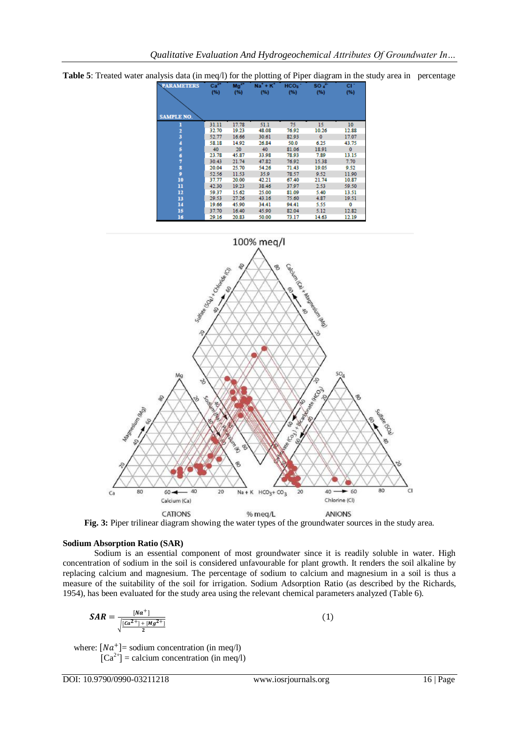**Table 5**: Treated water analysis data (in meq/l) for the plotting of Piper diagram in the study area in percentage

| PARAMETERS / SAMPLE NO. | $Ca^{2+}$ (%) | $Mg^{2+}$ (%) | $Na^{+} + K^{+}$ (%) | $HCO_3^{-}$ (%) | $SO_4^{2-}$ (%) | $Cl^{-}$ (%) |
|---|---|---|---|---|---|---|
| 1 | 31.11 | 17.78 | 51.1 | 75 | 15 | 10 |
| 2 | 32.70 | 19.23 | 48.08 | 76.92 | 10.26 | 12.88 |
| 3 | 52.77 | 16.66 | 30.61 | 82.93 | 0 | 17.07 |
| 4 | 58.18 | 14.92 | 26.84 | 50.0 | 6.25 | 43.75 |
| 5 | 40 | 20 | 40 | 81.06 | 18.91 | 0 |
| 6 | 23.78 | 45.87 | 33.98 | 78.93 | 7.89 | 13.15 |
| 7 | 30.43 | 21.74 | 47.82 | 76.92 | 15.38 | 7.70 |
| 8 | 20.04 | 25.70 | 54.26 | 71.43 | 19.05 | 9.52 |
| 9 | 52.56 | 11.53 | 35.9 | 78.57 | 9.52 | 11.90 |
| 10 | 37.77 | 20.00 | 42.21 | 67.40 | 21.74 | 10.87 |
| 11 | 42.30 | 19.23 | 38.46 | 37.97 | 2.53 | 59.50 |
| 12 | 59.37 | 15.62 | 25.00 | 81.09 | 5.40 | 13.51 |
| 13 | 29.53 | 27.26 | 43.16 | 75.60 | 4.87 | 19.51 |
| 14 | 19.66 | 45.90 | 34.41 | 94.41 | 5.55 | 0 |
| 15 | 37.70 | 16.40 | 45.90 | 82.04 | 5.12 | 12.82 |
| 16 | 29.16 | 20.83 | 50.00 | 73.17 | 14.63 | 12.19 |

**Fig. 3:** Piper trilinear diagram showing the water types of the groundwater sources in the study area.

## Sodium Absorption Ratio (SAR)

Sodium is an essential component of most groundwater since it is readily soluble in water. High concentration of sodium in the soil is considered unfavourable for plant growth. It renders the soil alkaline by replacing calcium and magnesium. The percentage of sodium to calcium and magnesium in a soil is thus a measure of the suitability of the soil for irrigation. Sodium Adsorption Ratio (as described by the Richards, 1954), has been evaluated for the study area using the relevant chemical parameters analyzed (Table 6).

$$SAR = \frac{[Na^{+}]}{\sqrt{\frac{[Ca^{2+}] + [Mg^{2+}]}{2}}} \tag{1}$$

where: $[Na^{+}]$= sodium concentration (in meq/l)
$[Ca^{2+}]$ = calcium concentration (in meq/l)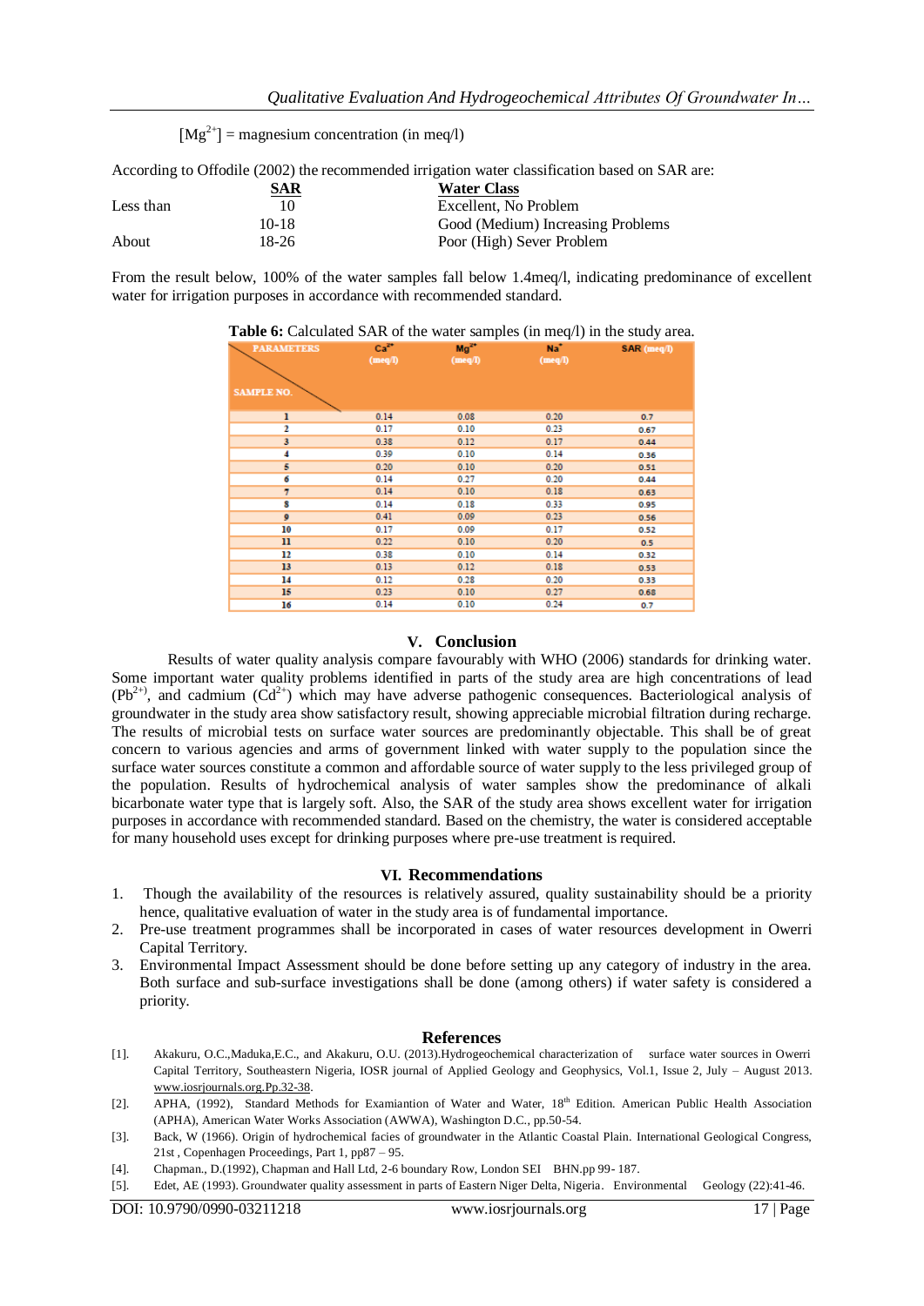$[Mg^{2+}]$ = magnesium concentration (in meq/l)

According to Offodile (2002) the recommended irrigation water classification based on SAR are:

| | SAR | Water Class |
|---|---|---|
| Less than | 10 | Excellent, No Problem |
| | 10-18 | Good (Medium) Increasing Problems |
| About | 18-26 | Poor (High) Sever Problem |

From the result below, 100% of the water samples fall below 1.4meq/l, indicating predominance of excellent water for irrigation purposes in accordance with recommended standard.

**Table 6:** Calculated SAR of the water samples (in meq/l) in the study area.

| PARAMETERS / SAMPLE NO. | $Ca^{2+}$ (meq/l) | $Mg^{2+}$ (meq/l) | $Na^{+}$ (meq/l) | SAR (meq/l) |
|---|---|---|---|---|
| 1 | 0.14 | 0.08 | 0.20 | 0.7 |
| 2 | 0.17 | 0.10 | 0.23 | 0.67 |
| 3 | 0.38 | 0.12 | 0.17 | 0.44 |
| 4 | 0.39 | 0.10 | 0.14 | 0.36 |
| 5 | 0.20 | 0.10 | 0.20 | 0.51 |
| 6 | 0.14 | 0.27 | 0.20 | 0.44 |
| 7 | 0.14 | 0.10 | 0.18 | 0.63 |
| 8 | 0.14 | 0.18 | 0.33 | 0.95 |
| 9 | 0.41 | 0.09 | 0.23 | 0.56 |
| 10 | 0.17 | 0.09 | 0.17 | 0.52 |
| 11 | 0.22 | 0.10 | 0.20 | 0.5 |
| 12 | 0.38 | 0.10 | 0.14 | 0.32 |
| 13 | 0.13 | 0.12 | 0.18 | 0.53 |
| 14 | 0.12 | 0.28 | 0.20 | 0.33 |
| 15 | 0.23 | 0.10 | 0.27 | 0.68 |
| 16 | 0.14 | 0.10 | 0.24 | 0.7 |

## V. Conclusion

Results of water quality analysis compare favourably with WHO (2006) standards for drinking water. Some important water quality problems identified in parts of the study area are high concentrations of lead ($Pb^{2+}$), and cadmium ($Cd^{2+}$) which may have adverse pathogenic consequences. Bacteriological analysis of groundwater in the study area show satisfactory result, showing appreciable microbial filtration during recharge. The results of microbial tests on surface water sources are predominantly objectable. This shall be of great concern to various agencies and arms of government linked with water supply to the population since the surface water sources constitute a common and affordable source of water supply to the less privileged group of the population. Results of hydrochemical analysis of water samples show the predominance of alkali bicarbonate water type that is largely soft. Also, the SAR of the study area shows excellent water for irrigation purposes in accordance with recommended standard. Based on the chemistry, the water is considered acceptable for many household uses except for drinking purposes where pre-use treatment is required.

## VI. Recommendations

1. Though the availability of the resources is relatively assured, quality sustainability should be a priority hence, qualitative evaluation of water in the study area is of fundamental importance.
2. Pre-use treatment programmes shall be incorporated in cases of water resources development in Owerri Capital Territory.
3. Environmental Impact Assessment should be done before setting up any category of industry in the area. Both surface and sub-surface investigations shall be done (among others) if water safety is considered a priority.

## References

[1]. Akakuru, O.C.,Maduka,E.C., and Akakuru, O.U. (2013).Hydrogeochemical characterization of surface water sources in Owerri Capital Territory, Southeastern Nigeria, IOSR journal of Applied Geology and Geophysics, Vol.1, Issue 2, July – August 2013. www.iosrjournals.org.Pp.32-38.

[2]. APHA, (1992), Standard Methods for Examiantion of Water and Water, 18th Edition. American Public Health Association (APHA), American Water Works Association (AWWA), Washington D.C., pp.50-54.

[3]. Back, W (1966). Origin of hydrochemical facies of groundwater in the Atlantic Coastal Plain. International Geological Congress, 21st , Copenhagen Proceedings, Part 1, pp87 – 95.

[4]. Chapman., D.(1992), Chapman and Hall Ltd, 2-6 boundary Row, London SEI BHN.pp 99- 187.

[5]. Edet, AE (1993). Groundwater quality assessment in parts of Eastern Niger Delta, Nigeria. Environmental Geology (22):41-46.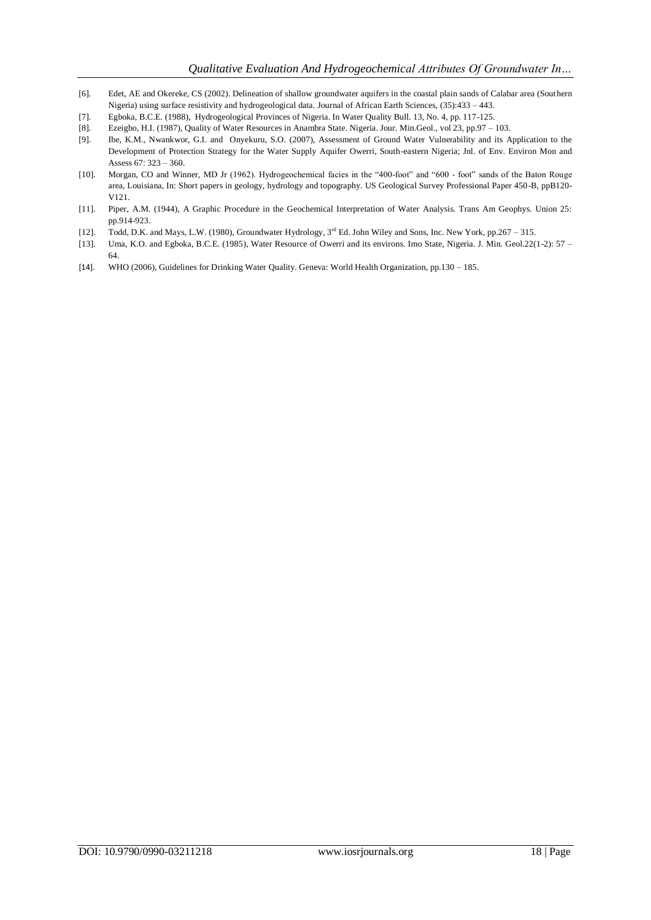[6]. Edet, AE and Okereke, CS (2002). Delineation of shallow groundwater aquifers in the coastal plain sands of Calabar area (Southern Nigeria) using surface resistivity and hydrogeological data. Journal of African Earth Sciences, (35):433 – 443.

[7]. Egboka, B.C.E. (1988), Hydrogeological Provinces of Nigeria. In Water Quality Bull. 13, No. 4, pp. 117-125.

[8]. Ezeigbo, H.I. (1987), Quality of Water Resources in Anambra State. Nigeria. Jour. Min.Geol., vol 23, pp.97 – 103.

[9]. Ibe, K.M., Nwankwor, G.I. and Onyekuru, S.O. (2007), Assessment of Ground Water Vulnerability and its Application to the Development of Protection Strategy for the Water Supply Aquifer Owerri, South-eastern Nigeria; Jnl. of Env. Environ Mon and Assess 67: 323 – 360.

[10]. Morgan, CO and Winner, MD Jr (1962). Hydrogeochemical facies in the "400-foot" and "600 - foot" sands of the Baton Rouge area, Louisiana, In: Short papers in geology, hydrology and topography. US Geological Survey Professional Paper 450-B, ppB120-V121.

[11]. Piper, A.M. (1944), A Graphic Procedure in the Geochemical Interpretation of Water Analysis. Trans Am Geophys. Union 25: pp.914-923.

[12]. Todd, D.K. and Mays, L.W. (1980), Groundwater Hydrology, 3rd Ed. John Wiley and Sons, Inc. New York, pp.267 – 315.

[13]. Uma, K.O. and Egboka, B.C.E. (1985), Water Resource of Owerri and its environs. Imo State, Nigeria. J. Min. Geol.22(1-2): 57 – 64.

[14]. WHO (2006), Guidelines for Drinking Water Quality. Geneva: World Health Organization, pp.130 – 185.